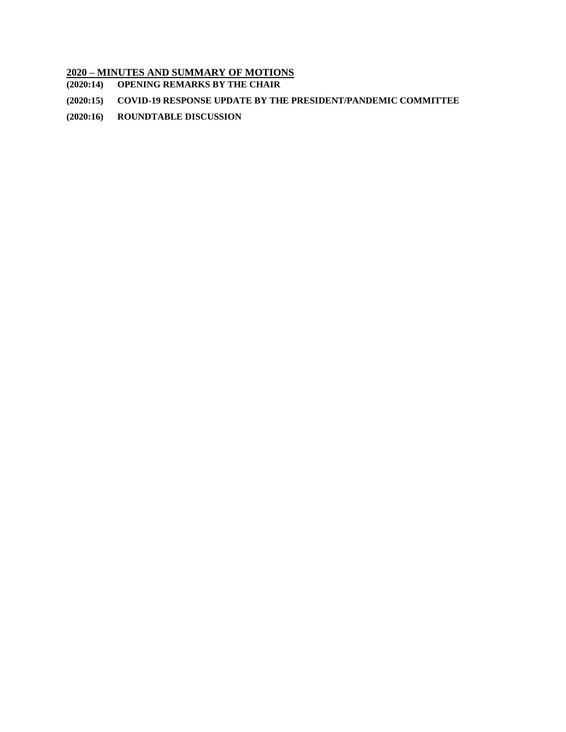## 2020 – MINUTES AND SUMMARY OF MOTIONS

**(2020:14) OPENING REMARKS BY THE CHAIR**

**(2020:15) COVID-19 RESPONSE UPDATE BY THE PRESIDENT/PANDEMIC COMMITTEE**

**(2020:16) ROUNDTABLE DISCUSSION**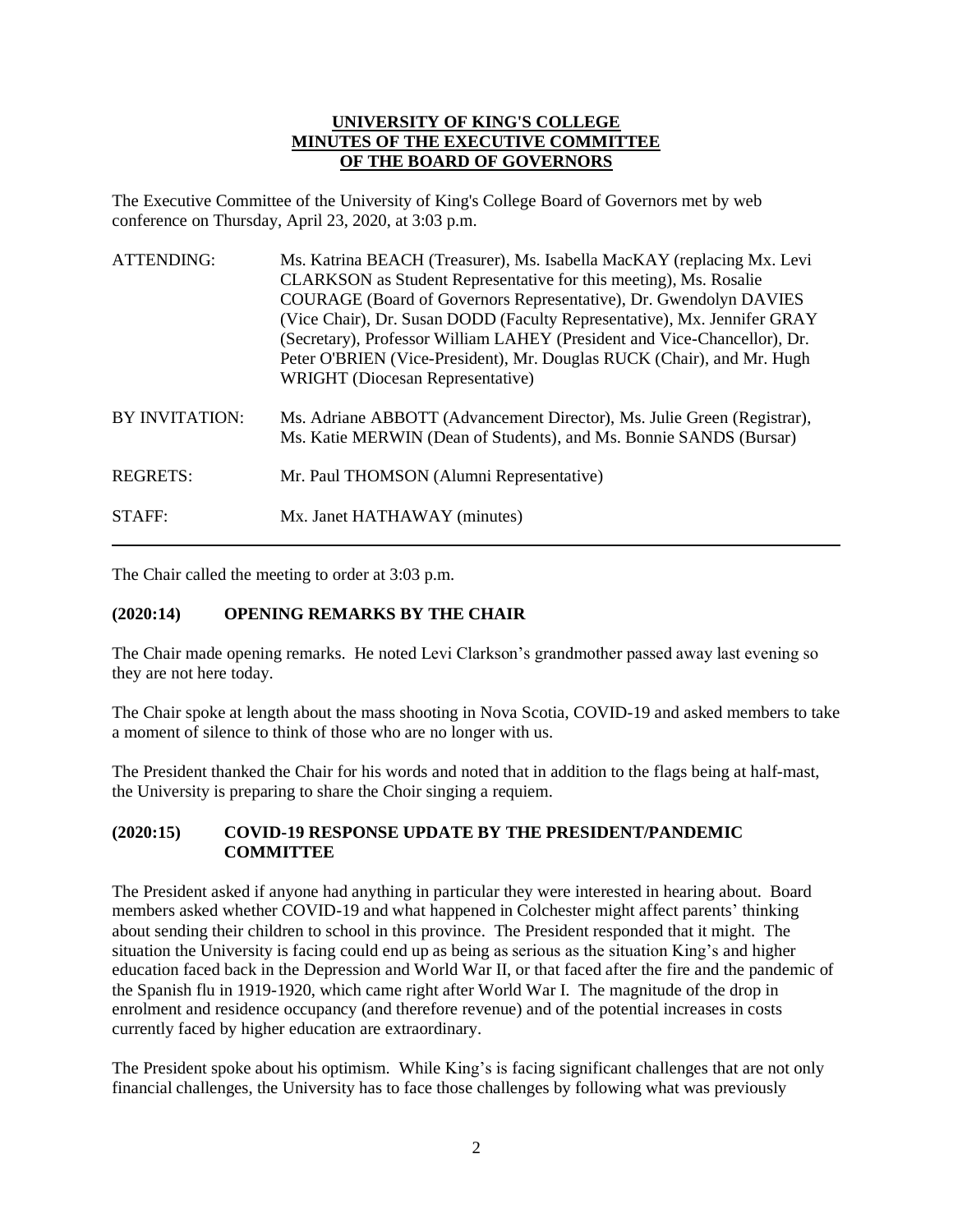**UNIVERSITY OF KING'S COLLEGE**
**MINUTES OF THE EXECUTIVE COMMITTEE**
**OF THE BOARD OF GOVERNORS**

The Executive Committee of the University of King's College Board of Governors met by web conference on Thursday, April 23, 2020, at 3:03 p.m.

| | |
|---|---|
| ATTENDING: | Ms. Katrina BEACH (Treasurer), Ms. Isabella MacKAY (replacing Mx. Levi CLARKSON as Student Representative for this meeting), Ms. Rosalie COURAGE (Board of Governors Representative), Dr. Gwendolyn DAVIES (Vice Chair), Dr. Susan DODD (Faculty Representative), Mx. Jennifer GRAY (Secretary), Professor William LAHEY (President and Vice-Chancellor), Dr. Peter O'BRIEN (Vice-President), Mr. Douglas RUCK (Chair), and Mr. Hugh WRIGHT (Diocesan Representative) |
| BY INVITATION: | Ms. Adriane ABBOTT (Advancement Director), Ms. Julie Green (Registrar), Ms. Katie MERWIN (Dean of Students), and Ms. Bonnie SANDS (Bursar) |
| REGRETS: | Mr. Paul THOMSON (Alumni Representative) |
| STAFF: | Mx. Janet HATHAWAY (minutes) |

The Chair called the meeting to order at 3:03 p.m.

## (2020:14) OPENING REMARKS BY THE CHAIR

The Chair made opening remarks. He noted Levi Clarkson's grandmother passed away last evening so they are not here today.

The Chair spoke at length about the mass shooting in Nova Scotia, COVID-19 and asked members to take a moment of silence to think of those who are no longer with us.

The President thanked the Chair for his words and noted that in addition to the flags being at half-mast, the University is preparing to share the Choir singing a requiem.

## (2020:15) COVID-19 RESPONSE UPDATE BY THE PRESIDENT/PANDEMIC COMMITTEE

The President asked if anyone had anything in particular they were interested in hearing about. Board members asked whether COVID-19 and what happened in Colchester might affect parents' thinking about sending their children to school in this province. The President responded that it might. The situation the University is facing could end up as being as serious as the situation King's and higher education faced back in the Depression and World War II, or that faced after the fire and the pandemic of the Spanish flu in 1919-1920, which came right after World War I. The magnitude of the drop in enrolment and residence occupancy (and therefore revenue) and of the potential increases in costs currently faced by higher education are extraordinary.

The President spoke about his optimism. While King's is facing significant challenges that are not only financial challenges, the University has to face those challenges by following what was previously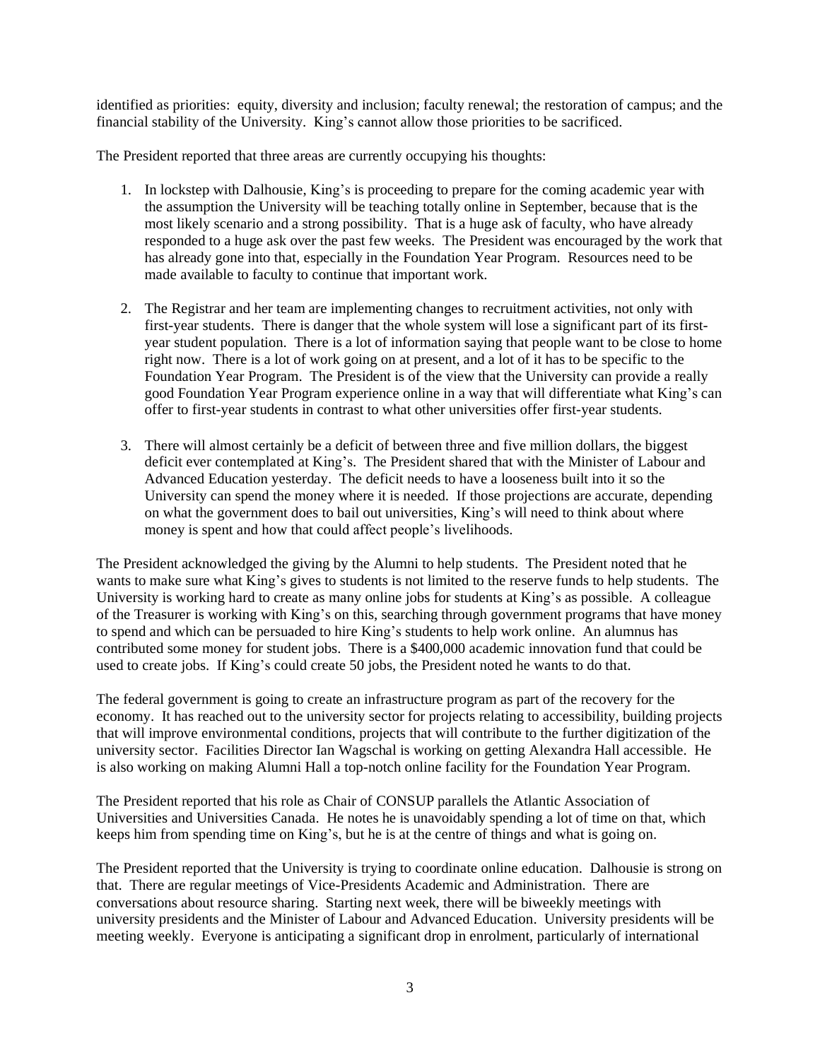identified as priorities: equity, diversity and inclusion; faculty renewal; the restoration of campus; and the financial stability of the University. King's cannot allow those priorities to be sacrificed.

The President reported that three areas are currently occupying his thoughts:

1. In lockstep with Dalhousie, King's is proceeding to prepare for the coming academic year with the assumption the University will be teaching totally online in September, because that is the most likely scenario and a strong possibility. That is a huge ask of faculty, who have already responded to a huge ask over the past few weeks. The President was encouraged by the work that has already gone into that, especially in the Foundation Year Program. Resources need to be made available to faculty to continue that important work.

2. The Registrar and her team are implementing changes to recruitment activities, not only with first-year students. There is danger that the whole system will lose a significant part of its first-year student population. There is a lot of information saying that people want to be close to home right now. There is a lot of work going on at present, and a lot of it has to be specific to the Foundation Year Program. The President is of the view that the University can provide a really good Foundation Year Program experience online in a way that will differentiate what King's can offer to first-year students in contrast to what other universities offer first-year students.

3. There will almost certainly be a deficit of between three and five million dollars, the biggest deficit ever contemplated at King's. The President shared that with the Minister of Labour and Advanced Education yesterday. The deficit needs to have a looseness built into it so the University can spend the money where it is needed. If those projections are accurate, depending on what the government does to bail out universities, King's will need to think about where money is spent and how that could affect people's livelihoods.

The President acknowledged the giving by the Alumni to help students. The President noted that he wants to make sure what King's gives to students is not limited to the reserve funds to help students. The University is working hard to create as many online jobs for students at King's as possible. A colleague of the Treasurer is working with King's on this, searching through government programs that have money to spend and which can be persuaded to hire King's students to help work online. An alumnus has contributed some money for student jobs. There is a $400,000 academic innovation fund that could be used to create jobs. If King's could create 50 jobs, the President noted he wants to do that.

The federal government is going to create an infrastructure program as part of the recovery for the economy. It has reached out to the university sector for projects relating to accessibility, building projects that will improve environmental conditions, projects that will contribute to the further digitization of the university sector. Facilities Director Ian Wagschal is working on getting Alexandra Hall accessible. He is also working on making Alumni Hall a top-notch online facility for the Foundation Year Program.

The President reported that his role as Chair of CONSUP parallels the Atlantic Association of Universities and Universities Canada. He notes he is unavoidably spending a lot of time on that, which keeps him from spending time on King's, but he is at the centre of things and what is going on.

The President reported that the University is trying to coordinate online education. Dalhousie is strong on that. There are regular meetings of Vice-Presidents Academic and Administration. There are conversations about resource sharing. Starting next week, there will be biweekly meetings with university presidents and the Minister of Labour and Advanced Education. University presidents will be meeting weekly. Everyone is anticipating a significant drop in enrolment, particularly of international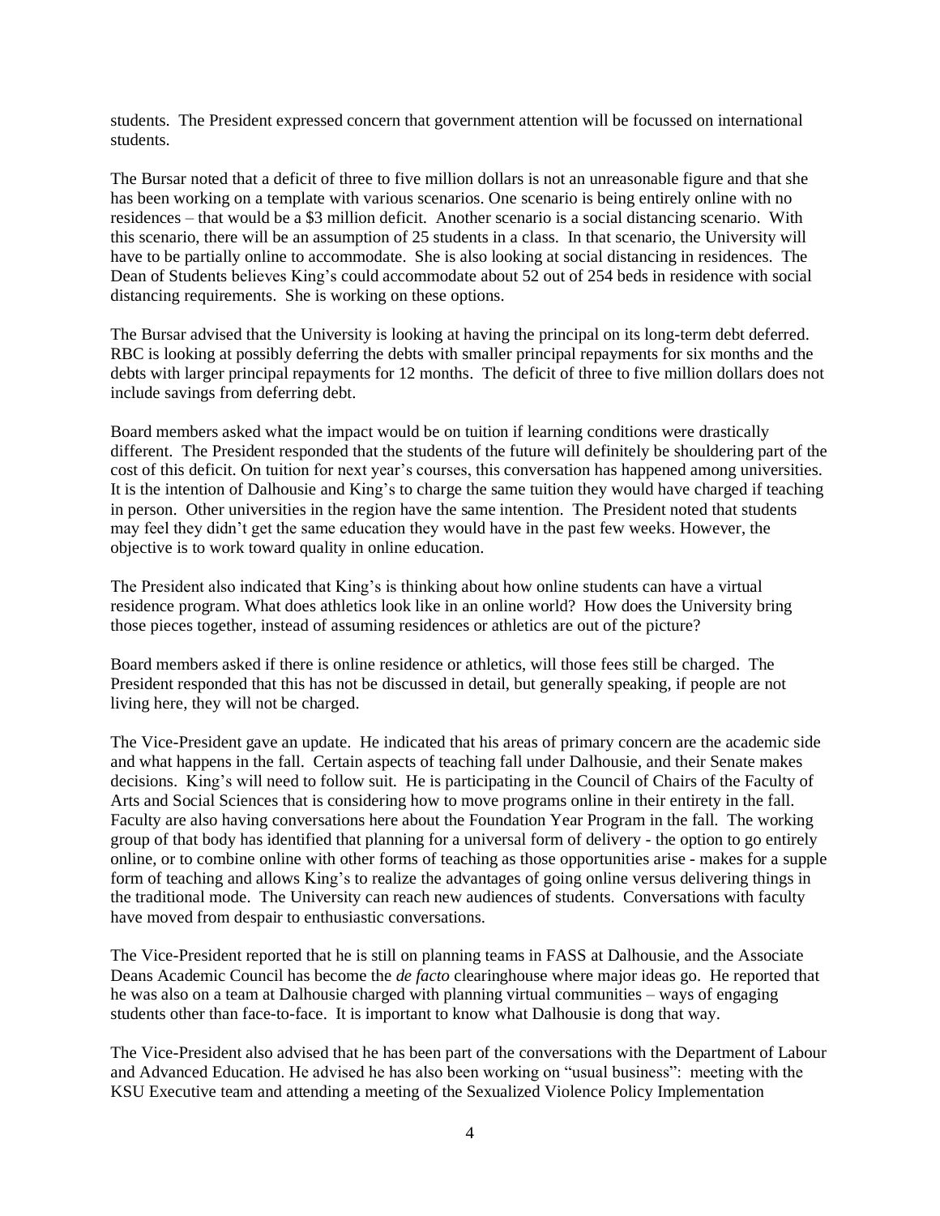students. The President expressed concern that government attention will be focussed on international students.

The Bursar noted that a deficit of three to five million dollars is not an unreasonable figure and that she has been working on a template with various scenarios. One scenario is being entirely online with no residences – that would be a $3 million deficit. Another scenario is a social distancing scenario. With this scenario, there will be an assumption of 25 students in a class. In that scenario, the University will have to be partially online to accommodate. She is also looking at social distancing in residences. The Dean of Students believes King's could accommodate about 52 out of 254 beds in residence with social distancing requirements. She is working on these options.

The Bursar advised that the University is looking at having the principal on its long-term debt deferred. RBC is looking at possibly deferring the debts with smaller principal repayments for six months and the debts with larger principal repayments for 12 months. The deficit of three to five million dollars does not include savings from deferring debt.

Board members asked what the impact would be on tuition if learning conditions were drastically different. The President responded that the students of the future will definitely be shouldering part of the cost of this deficit. On tuition for next year's courses, this conversation has happened among universities. It is the intention of Dalhousie and King's to charge the same tuition they would have charged if teaching in person. Other universities in the region have the same intention. The President noted that students may feel they didn't get the same education they would have in the past few weeks. However, the objective is to work toward quality in online education.

The President also indicated that King's is thinking about how online students can have a virtual residence program. What does athletics look like in an online world? How does the University bring those pieces together, instead of assuming residences or athletics are out of the picture?

Board members asked if there is online residence or athletics, will those fees still be charged. The President responded that this has not be discussed in detail, but generally speaking, if people are not living here, they will not be charged.

The Vice-President gave an update. He indicated that his areas of primary concern are the academic side and what happens in the fall. Certain aspects of teaching fall under Dalhousie, and their Senate makes decisions. King's will need to follow suit. He is participating in the Council of Chairs of the Faculty of Arts and Social Sciences that is considering how to move programs online in their entirety in the fall. Faculty are also having conversations here about the Foundation Year Program in the fall. The working group of that body has identified that planning for a universal form of delivery - the option to go entirely online, or to combine online with other forms of teaching as those opportunities arise - makes for a supple form of teaching and allows King's to realize the advantages of going online versus delivering things in the traditional mode. The University can reach new audiences of students. Conversations with faculty have moved from despair to enthusiastic conversations.

The Vice-President reported that he is still on planning teams in FASS at Dalhousie, and the Associate Deans Academic Council has become the *de facto* clearinghouse where major ideas go. He reported that he was also on a team at Dalhousie charged with planning virtual communities – ways of engaging students other than face-to-face. It is important to know what Dalhousie is dong that way.

The Vice-President also advised that he has been part of the conversations with the Department of Labour and Advanced Education. He advised he has also been working on "usual business": meeting with the KSU Executive team and attending a meeting of the Sexualized Violence Policy Implementation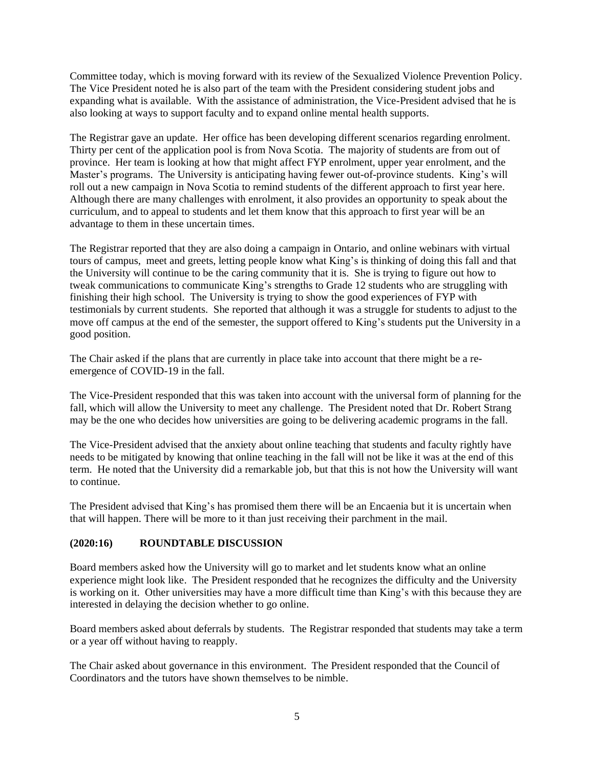Committee today, which is moving forward with its review of the Sexualized Violence Prevention Policy. The Vice President noted he is also part of the team with the President considering student jobs and expanding what is available. With the assistance of administration, the Vice-President advised that he is also looking at ways to support faculty and to expand online mental health supports.

The Registrar gave an update. Her office has been developing different scenarios regarding enrolment. Thirty per cent of the application pool is from Nova Scotia. The majority of students are from out of province. Her team is looking at how that might affect FYP enrolment, upper year enrolment, and the Master's programs. The University is anticipating having fewer out-of-province students. King's will roll out a new campaign in Nova Scotia to remind students of the different approach to first year here. Although there are many challenges with enrolment, it also provides an opportunity to speak about the curriculum, and to appeal to students and let them know that this approach to first year will be an advantage to them in these uncertain times.

The Registrar reported that they are also doing a campaign in Ontario, and online webinars with virtual tours of campus, meet and greets, letting people know what King's is thinking of doing this fall and that the University will continue to be the caring community that it is. She is trying to figure out how to tweak communications to communicate King's strengths to Grade 12 students who are struggling with finishing their high school. The University is trying to show the good experiences of FYP with testimonials by current students. She reported that although it was a struggle for students to adjust to the move off campus at the end of the semester, the support offered to King's students put the University in a good position.

The Chair asked if the plans that are currently in place take into account that there might be a re-emergence of COVID-19 in the fall.

The Vice-President responded that this was taken into account with the universal form of planning for the fall, which will allow the University to meet any challenge. The President noted that Dr. Robert Strang may be the one who decides how universities are going to be delivering academic programs in the fall.

The Vice-President advised that the anxiety about online teaching that students and faculty rightly have needs to be mitigated by knowing that online teaching in the fall will not be like it was at the end of this term. He noted that the University did a remarkable job, but that this is not how the University will want to continue.

The President advised that King's has promised them there will be an Encaenia but it is uncertain when that will happen. There will be more to it than just receiving their parchment in the mail.

### (2020:16) ROUNDTABLE DISCUSSION

Board members asked how the University will go to market and let students know what an online experience might look like. The President responded that he recognizes the difficulty and the University is working on it. Other universities may have a more difficult time than King's with this because they are interested in delaying the decision whether to go online.

Board members asked about deferrals by students. The Registrar responded that students may take a term or a year off without having to reapply.

The Chair asked about governance in this environment. The President responded that the Council of Coordinators and the tutors have shown themselves to be nimble.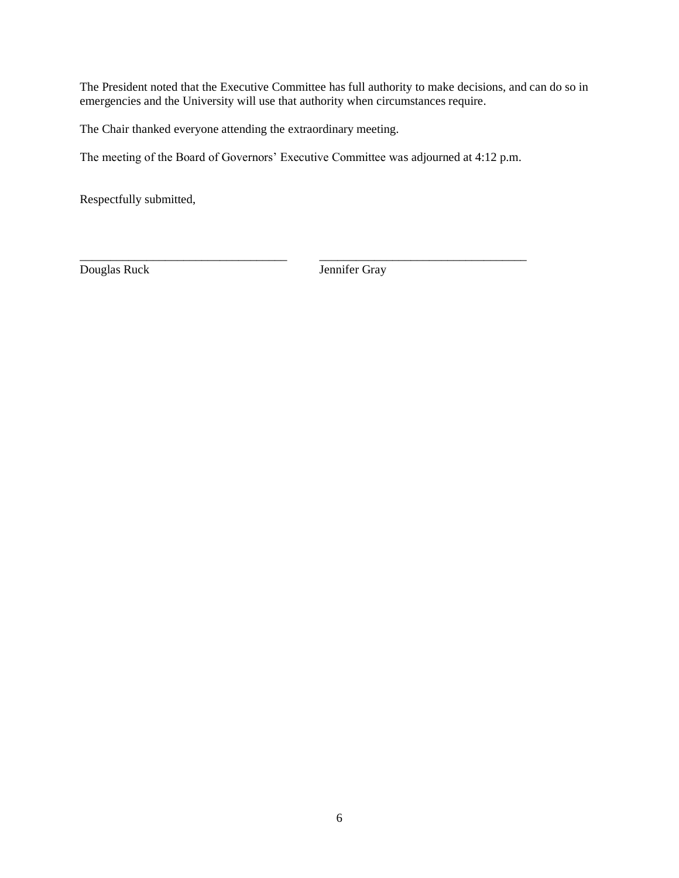The President noted that the Executive Committee has full authority to make decisions, and can do so in emergencies and the University will use that authority when circumstances require.

The Chair thanked everyone attending the extraordinary meeting.

The meeting of the Board of Governors' Executive Committee was adjourned at 4:12 p.m.

Respectfully submitted,

| | |
|---|---|
| ______________________________ | ______________________________ |
| Douglas Ruck | Jennifer Gray |